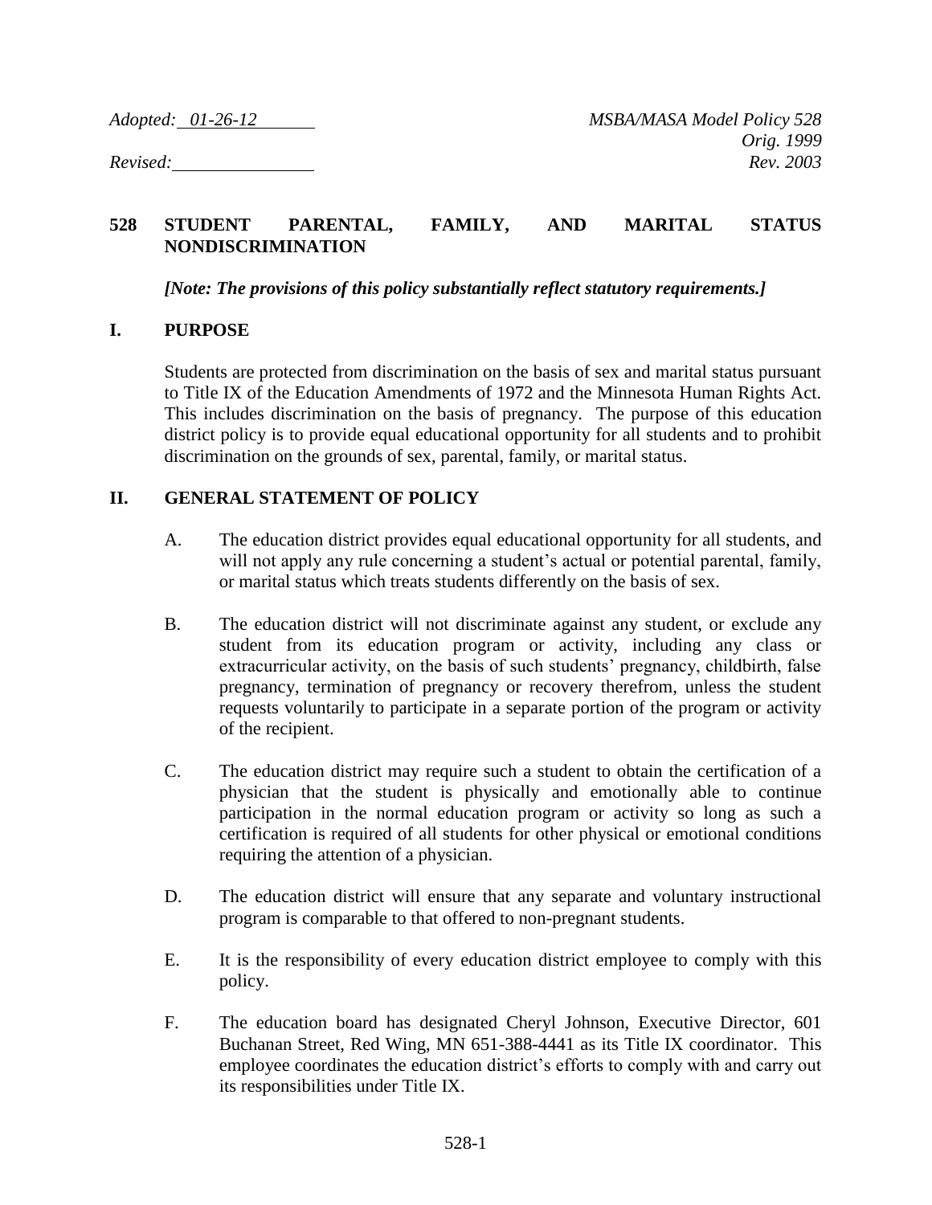*Adopted: 01-26-12* *MSBA/MASA Model Policy 528*
*Orig. 1999*
*Revised:* *Rev. 2003*

# 528 STUDENT PARENTAL, FAMILY, AND MARITAL STATUS NONDISCRIMINATION

***[Note: The provisions of this policy substantially reflect statutory requirements.]***

## I. PURPOSE

Students are protected from discrimination on the basis of sex and marital status pursuant to Title IX of the Education Amendments of 1972 and the Minnesota Human Rights Act. This includes discrimination on the basis of pregnancy. The purpose of this education district policy is to provide equal educational opportunity for all students and to prohibit discrimination on the grounds of sex, parental, family, or marital status.

## II. GENERAL STATEMENT OF POLICY

A. The education district provides equal educational opportunity for all students, and will not apply any rule concerning a student's actual or potential parental, family, or marital status which treats students differently on the basis of sex.

B. The education district will not discriminate against any student, or exclude any student from its education program or activity, including any class or extracurricular activity, on the basis of such students' pregnancy, childbirth, false pregnancy, termination of pregnancy or recovery therefrom, unless the student requests voluntarily to participate in a separate portion of the program or activity of the recipient.

C. The education district may require such a student to obtain the certification of a physician that the student is physically and emotionally able to continue participation in the normal education program or activity so long as such a certification is required of all students for other physical or emotional conditions requiring the attention of a physician.

D. The education district will ensure that any separate and voluntary instructional program is comparable to that offered to non-pregnant students.

E. It is the responsibility of every education district employee to comply with this policy.

F. The education board has designated Cheryl Johnson, Executive Director, 601 Buchanan Street, Red Wing, MN 651-388-4441 as its Title IX coordinator. This employee coordinates the education district's efforts to comply with and carry out its responsibilities under Title IX.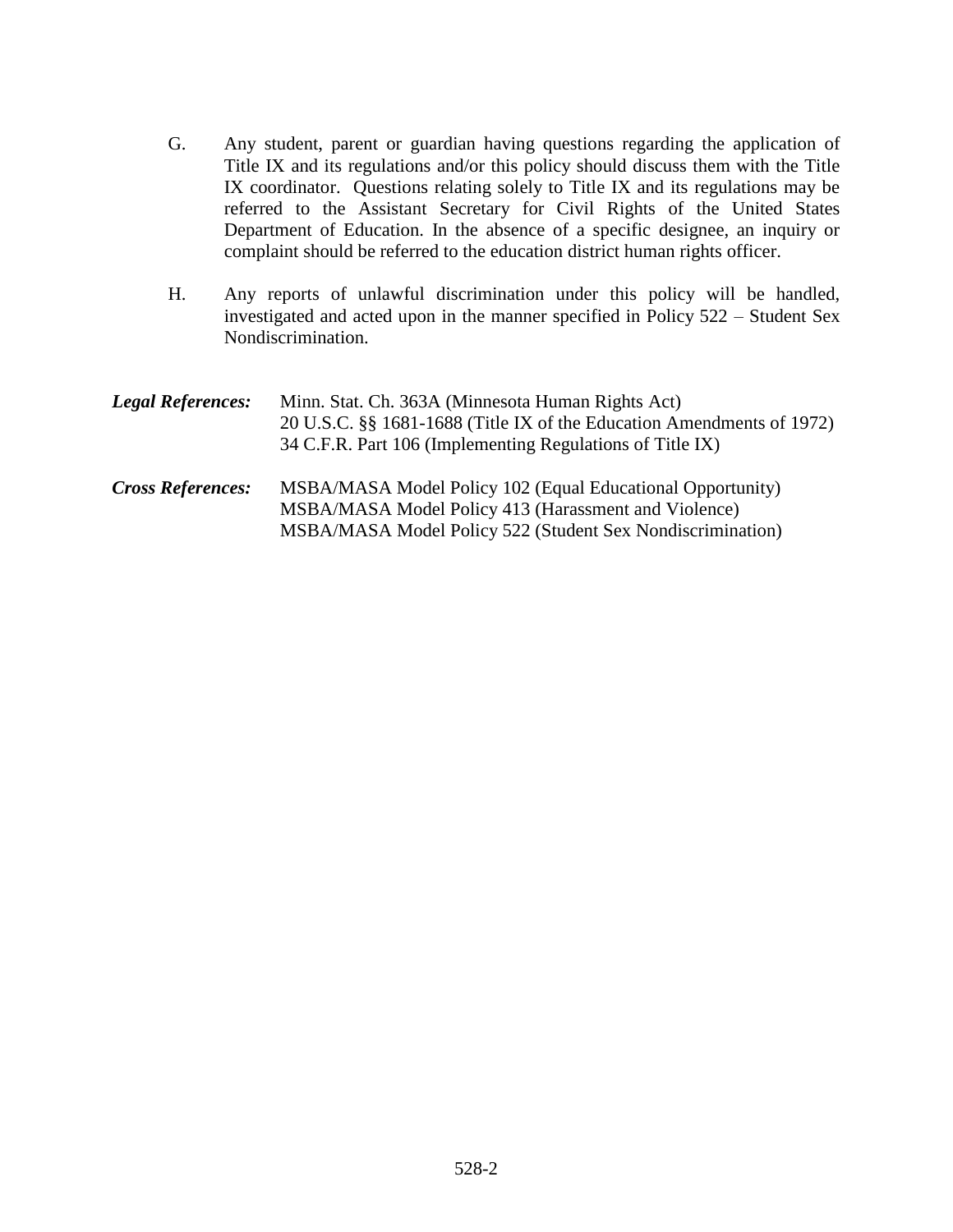G. Any student, parent or guardian having questions regarding the application of Title IX and its regulations and/or this policy should discuss them with the Title IX coordinator. Questions relating solely to Title IX and its regulations may be referred to the Assistant Secretary for Civil Rights of the United States Department of Education. In the absence of a specific designee, an inquiry or complaint should be referred to the education district human rights officer.

H. Any reports of unlawful discrimination under this policy will be handled, investigated and acted upon in the manner specified in Policy 522 – Student Sex Nondiscrimination.

***Legal References:*** Minn. Stat. Ch. 363A (Minnesota Human Rights Act)
20 U.S.C. §§ 1681-1688 (Title IX of the Education Amendments of 1972)
34 C.F.R. Part 106 (Implementing Regulations of Title IX)

***Cross References:*** MSBA/MASA Model Policy 102 (Equal Educational Opportunity)
MSBA/MASA Model Policy 413 (Harassment and Violence)
MSBA/MASA Model Policy 522 (Student Sex Nondiscrimination)